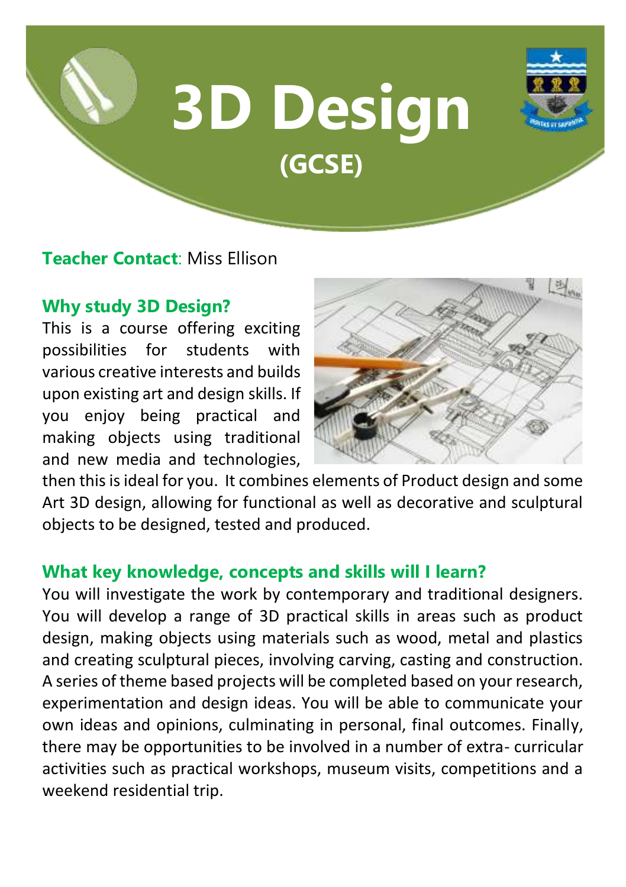# 3D Design

## (GCSE)

**Teacher Contact**: Miss Ellison

### Why study 3D Design?

This is a course offering exciting possibilities for students with various creative interests and builds upon existing art and design skills. If you enjoy being practical and making objects using traditional and new media and technologies, then this is ideal for you. It combines elements of Product design and some Art 3D design, allowing for functional as well as decorative and sculptural objects to be designed, tested and produced.

### What key knowledge, concepts and skills will I learn?

You will investigate the work by contemporary and traditional designers. You will develop a range of 3D practical skills in areas such as product design, making objects using materials such as wood, metal and plastics and creating sculptural pieces, involving carving, casting and construction. A series of theme based projects will be completed based on your research, experimentation and design ideas. You will be able to communicate your own ideas and opinions, culminating in personal, final outcomes. Finally, there may be opportunities to be involved in a number of extra- curricular activities such as practical workshops, museum visits, competitions and a weekend residential trip.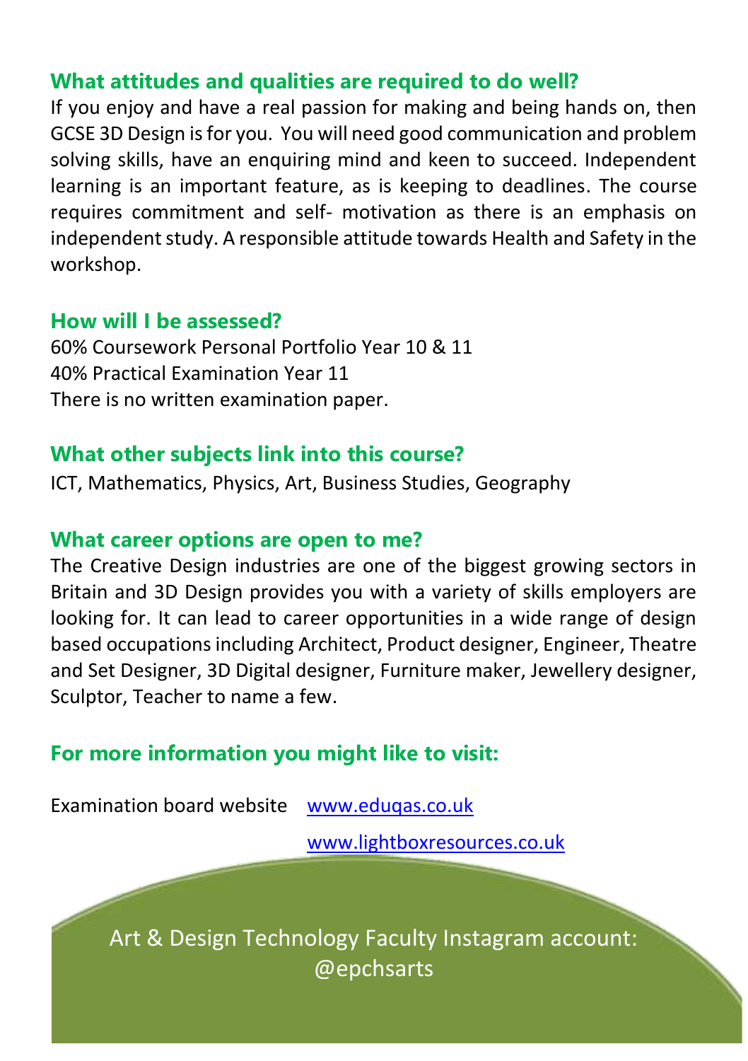## What attitudes and qualities are required to do well?

If you enjoy and have a real passion for making and being hands on, then GCSE 3D Design is for you. You will need good communication and problem solving skills, have an enquiring mind and keen to succeed. Independent learning is an important feature, as is keeping to deadlines. The course requires commitment and self- motivation as there is an emphasis on independent study. A responsible attitude towards Health and Safety in the workshop.

## How will I be assessed?

60% Coursework Personal Portfolio Year 10 & 11
40% Practical Examination Year 11
There is no written examination paper.

## What other subjects link into this course?

ICT, Mathematics, Physics, Art, Business Studies, Geography

## What career options are open to me?

The Creative Design industries are one of the biggest growing sectors in Britain and 3D Design provides you with a variety of skills employers are looking for. It can lead to career opportunities in a wide range of design based occupations including Architect, Product designer, Engineer, Theatre and Set Designer, 3D Digital designer, Furniture maker, Jewellery designer, Sculptor, Teacher to name a few.

## For more information you might like to visit:

Examination board website www.eduqas.co.uk

www.lightboxresources.co.uk

Art & Design Technology Faculty Instagram account: @epchsarts